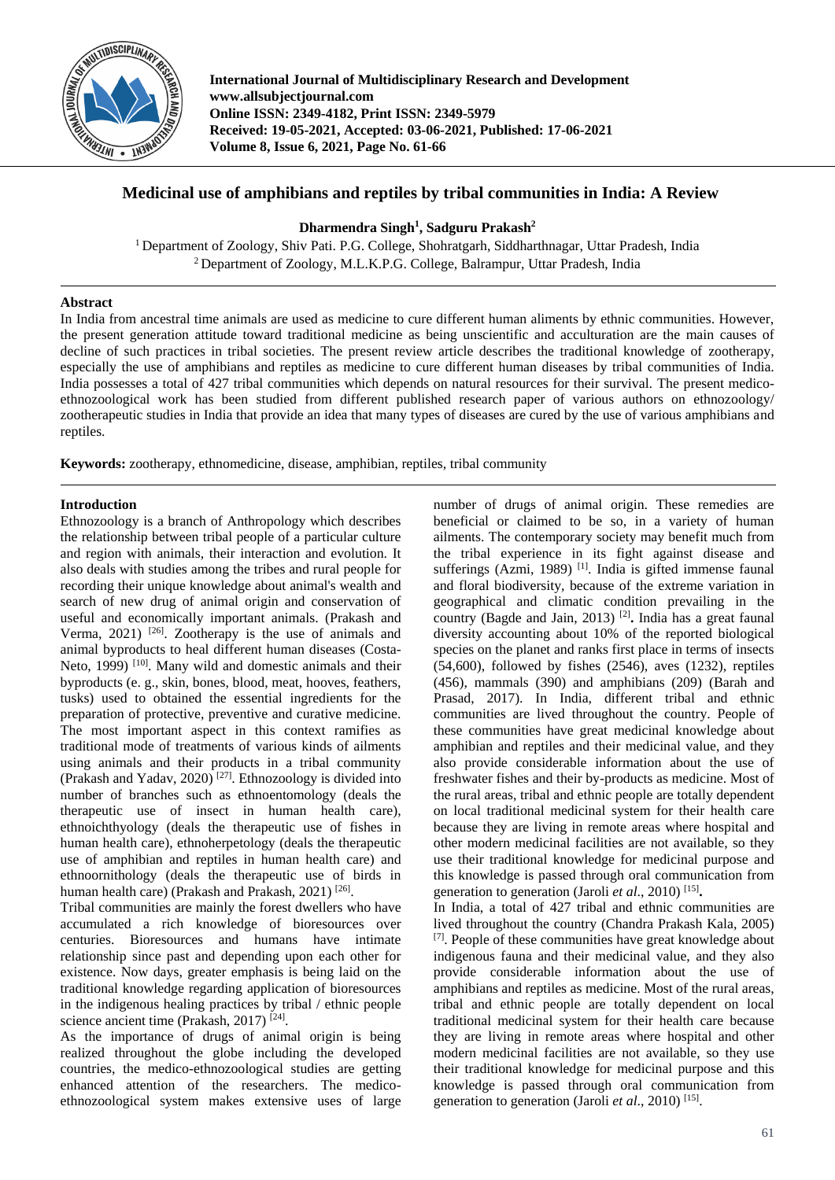International Journal of Multidisciplinary Research and Development
www.allsubjectjournal.com
Online ISSN: 2349-4182, Print ISSN: 2349-5979
Received: 19-05-2021, Accepted: 03-06-2021, Published: 17-06-2021
Volume 8, Issue 6, 2021, Page No. 61-66

# Medicinal use of amphibians and reptiles by tribal communities in India: A Review

**Dharmendra Singh[1], Sadguru Prakash[2]**

[1] Department of Zoology, Shiv Pati. P.G. College, Shohratgarh, Siddharthnagar, Uttar Pradesh, India
[2] Department of Zoology, M.L.K.P.G. College, Balrampur, Uttar Pradesh, India

## Abstract

In India from ancestral time animals are used as medicine to cure different human aliments by ethnic communities. However, the present generation attitude toward traditional medicine as being unscientific and acculturation are the main causes of decline of such practices in tribal societies. The present review article describes the traditional knowledge of zootherapy, especially the use of amphibians and reptiles as medicine to cure different human diseases by tribal communities of India. India possesses a total of 427 tribal communities which depends on natural resources for their survival. The present medico-ethnozoological work has been studied from different published research paper of various authors on ethnozoology/ zootherapeutic studies in India that provide an idea that many types of diseases are cured by the use of various amphibians and reptiles.

**Keywords:** zootherapy, ethnomedicine, disease, amphibian, reptiles, tribal community

## Introduction

Ethnozoology is a branch of Anthropology which describes the relationship between tribal people of a particular culture and region with animals, their interaction and evolution. It also deals with studies among the tribes and rural people for recording their unique knowledge about animal's wealth and search of new drug of animal origin and conservation of useful and economically important animals. (Prakash and Verma, 2021) [26]. Zootherapy is the use of animals and animal byproducts to heal different human diseases (Costa-Neto, 1999) [10]. Many wild and domestic animals and their byproducts (e. g., skin, bones, blood, meat, hooves, feathers, tusks) used to obtained the essential ingredients for the preparation of protective, preventive and curative medicine. The most important aspect in this context ramifies as traditional mode of treatments of various kinds of ailments using animals and their products in a tribal community (Prakash and Yadav, 2020) [27]. Ethnozoology is divided into number of branches such as ethnoentomology (deals the therapeutic use of insect in human health care), ethnoichthyology (deals the therapeutic use of fishes in human health care), ethnoherpetology (deals the therapeutic use of amphibian and reptiles in human health care) and ethnoornithology (deals the therapeutic use of birds in human health care) (Prakash and Prakash, 2021) [26].

Tribal communities are mainly the forest dwellers who have accumulated a rich knowledge of bioresources over centuries. Bioresources and humans have intimate relationship since past and depending upon each other for existence. Now days, greater emphasis is being laid on the traditional knowledge regarding application of bioresources in the indigenous healing practices by tribal / ethnic people science ancient time (Prakash, 2017) [24].

As the importance of drugs of animal origin is being realized throughout the globe including the developed countries, the medico-ethnozoological studies are getting enhanced attention of the researchers. The medico-ethnozoological system makes extensive uses of large number of drugs of animal origin. These remedies are beneficial or claimed to be so, in a variety of human ailments. The contemporary society may benefit much from the tribal experience in its fight against disease and sufferings (Azmi, 1989) [1]. India is gifted immense faunal and floral biodiversity, because of the extreme variation in geographical and climatic condition prevailing in the country (Bagde and Jain, 2013) [2]**.** India has a great faunal diversity accounting about 10% of the reported biological species on the planet and ranks first place in terms of insects (54,600), followed by fishes (2546), aves (1232), reptiles (456), mammals (390) and amphibians (209) (Barah and Prasad, 2017). In India, different tribal and ethnic communities are lived throughout the country. People of these communities have great medicinal knowledge about amphibian and reptiles and their medicinal value, and they also provide considerable information about the use of freshwater fishes and their by-products as medicine. Most of the rural areas, tribal and ethnic people are totally dependent on local traditional medicinal system for their health care because they are living in remote areas where hospital and other modern medicinal facilities are not available, so they use their traditional knowledge for medicinal purpose and this knowledge is passed through oral communication from generation to generation (Jaroli *et al*., 2010) [15]**.**

In India, a total of 427 tribal and ethnic communities are lived throughout the country (Chandra Prakash Kala, 2005) [7]. People of these communities have great knowledge about indigenous fauna and their medicinal value, and they also provide considerable information about the use of amphibians and reptiles as medicine. Most of the rural areas, tribal and ethnic people are totally dependent on local traditional medicinal system for their health care because they are living in remote areas where hospital and other modern medicinal facilities are not available, so they use their traditional knowledge for medicinal purpose and this knowledge is passed through oral communication from generation to generation (Jaroli *et al*., 2010) [15].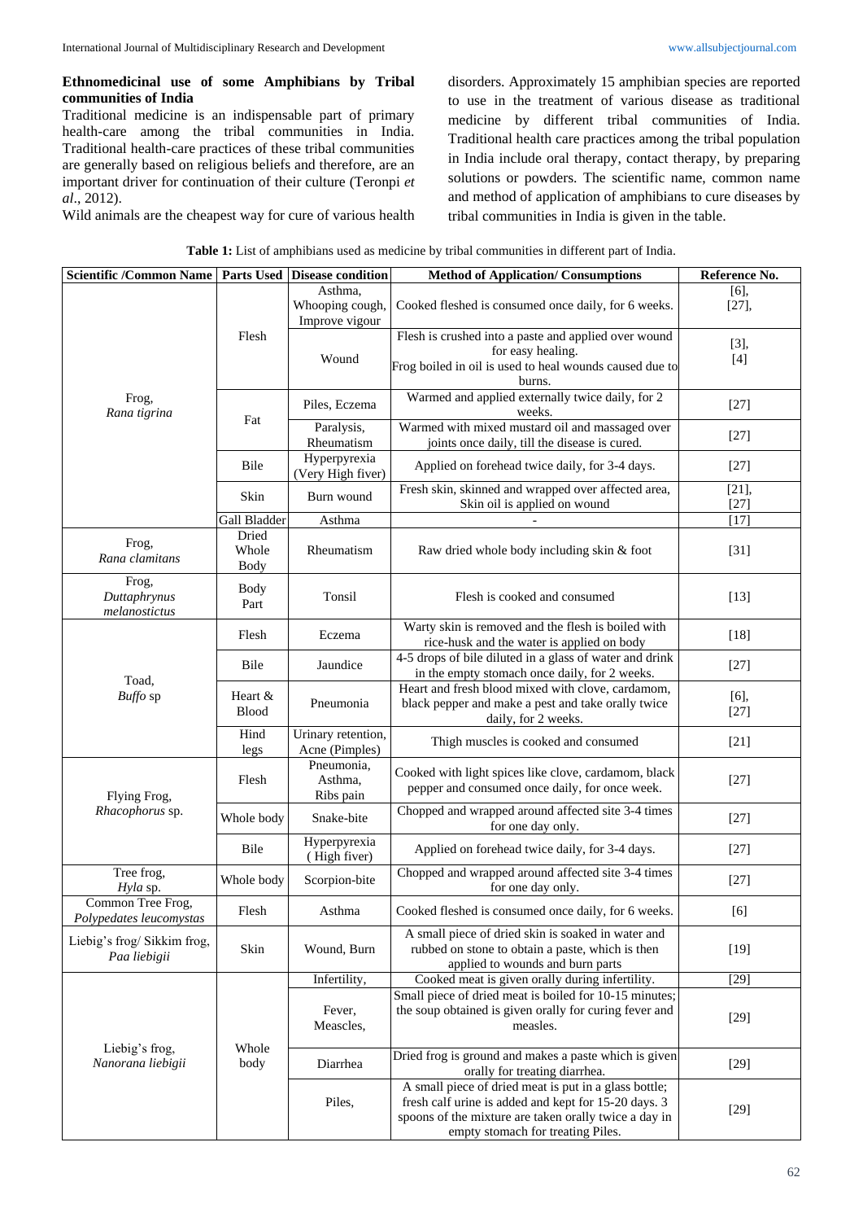### Ethnomedicinal use of some Amphibians by Tribal communities of India

Traditional medicine is an indispensable part of primary health-care among the tribal communities in India. Traditional health-care practices of these tribal communities are generally based on religious beliefs and therefore, are an important driver for continuation of their culture (Teronpi *et al*., 2012).

Wild animals are the cheapest way for cure of various health disorders. Approximately 15 amphibian species are reported to use in the treatment of various disease as traditional medicine by different tribal communities of India. Traditional health care practices among the tribal population in India include oral therapy, contact therapy, by preparing solutions or powders. The scientific name, common name and method of application of amphibians to cure diseases by tribal communities in India is given in the table.

**Table 1:** List of amphibians used as medicine by tribal communities in different part of India.

| Scientific /Common Name | Parts Used | Disease condition | Method of Application/ Consumptions | Reference No. |
|---|---|---|---|---|
| Frog, *Rana tigrina* | Flesh | Asthma, Whooping cough, Improve vigour | Cooked fleshed is consumed once daily, for 6 weeks. | [6], [27], |
| | | Wound | Flesh is crushed into a paste and applied over wound for easy healing. Frog boiled in oil is used to heal wounds caused due to burns. | [3], [4] |
| | Fat | Piles, Eczema | Warmed and applied externally twice daily, for 2 weeks. | [27] |
| | | Paralysis, Rheumatism | Warmed with mixed mustard oil and massaged over joints once daily, till the disease is cured. | [27] |
| | Bile | Hyperpyrexia (Very High fiver) | Applied on forehead twice daily, for 3-4 days. | [27] |
| | Skin | Burn wound | Fresh skin, skinned and wrapped over affected area, Skin oil is applied on wound | [21], [27] |
| | Gall Bladder | Asthma | - | [17] |
| Frog, *Rana clamitans* | Dried Whole Body | Rheumatism | Raw dried whole body including skin & foot | [31] |
| Frog, *Duttaphrynus melanostictus* | Body Part | Tonsil | Flesh is cooked and consumed | [13] |
| Toad, *Buffo* sp | Flesh | Eczema | Warty skin is removed and the flesh is boiled with rice-husk and the water is applied on body | [18] |
| | Bile | Jaundice | 4-5 drops of bile diluted in a glass of water and drink in the empty stomach once daily, for 2 weeks. | [27] |
| | Heart & Blood | Pneumonia | Heart and fresh blood mixed with clove, cardamom, black pepper and make a pest and take orally twice daily, for 2 weeks. | [6], [27] |
| | Hind legs | Urinary retention, Acne (Pimples) | Thigh muscles is cooked and consumed | [21] |
| Flying Frog, *Rhacophorus* sp. | Flesh | Pneumonia, Asthma, Ribs pain | Cooked with light spices like clove, cardamom, black pepper and consumed once daily, for once week. | [27] |
| | Whole body | Snake-bite | Chopped and wrapped around affected site 3-4 times for one day only. | [27] |
| | Bile | Hyperpyrexia ( High fiver) | Applied on forehead twice daily, for 3-4 days. | [27] |
| Tree frog, *Hyla* sp. | Whole body | Scorpion-bite | Chopped and wrapped around affected site 3-4 times for one day only. | [27] |
| Common Tree Frog, *Polypedates leucomystas* | Flesh | Asthma | Cooked fleshed is consumed once daily, for 6 weeks. | [6] |
| Liebig's frog/ Sikkim frog, *Paa liebigii* | Skin | Wound, Burn | A small piece of dried skin is soaked in water and rubbed on stone to obtain a paste, which is then applied to wounds and burn parts | [19] |
| Liebig's frog, *Nanorana liebigii* | Whole body | Infertility, | Cooked meat is given orally during infertility. | [29] |
| | | Fever, Meascles, | Small piece of dried meat is boiled for 10-15 minutes; the soup obtained is given orally for curing fever and measles. | [29] |
| | | Diarrhea | Dried frog is ground and makes a paste which is given orally for treating diarrhea. | [29] |
| | | Piles, | A small piece of dried meat is put in a glass bottle; fresh calf urine is added and kept for 15-20 days. 3 spoons of the mixture are taken orally twice a day in empty stomach for treating Piles. | [29] |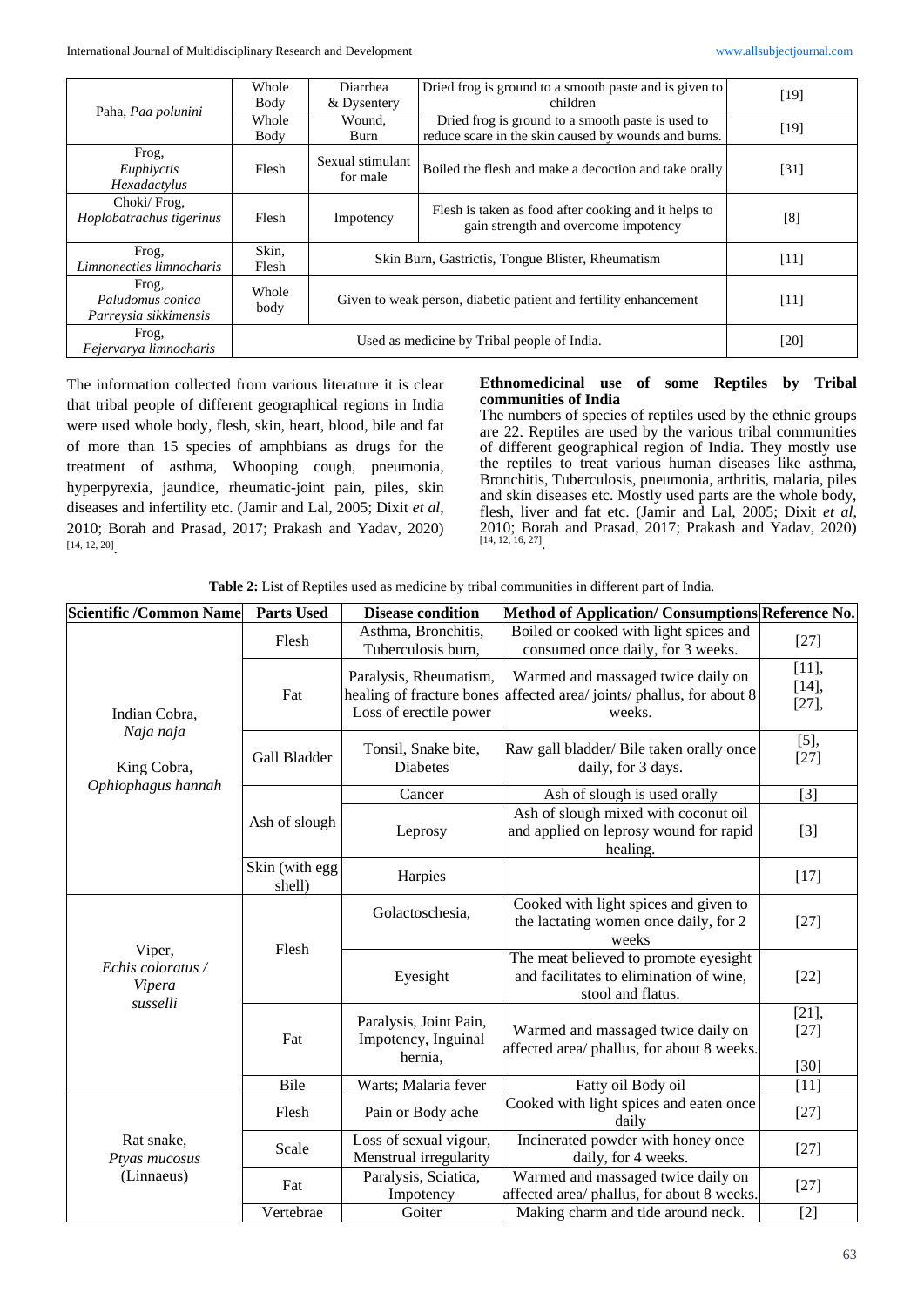| Paha, *Paa polunini* | Whole Body | Diarrhea & Dysentery | Dried frog is ground to a smooth paste and is given to children | [19] |
|---|---|---|---|---|
| | Whole Body | Wound, Burn | Dried frog is ground to a smooth paste is used to reduce scare in the skin caused by wounds and burns. | [19] |
| Frog, *Euphlyctis Hexadactylus* | Flesh | Sexual stimulant for male | Boiled the flesh and make a decoction and take orally | [31] |
| Choki/ Frog, *Hoplobatrachus tigerinus* | Flesh | Impotency | Flesh is taken as food after cooking and it helps to gain strength and overcome impotency | [8] |
| Frog, *Limnonecties limnocharis* | Skin, Flesh | Skin Burn, Gastrictis, Tongue Blister, Rheumatism | | [11] |
| Frog, *Paludomus conica Parreysia sikkimensis* | Whole body | Given to weak person, diabetic patient and fertility enhancement | | [11] |
| Frog, *Fejervarya limnocharis* | Used as medicine by Tribal people of India. | | | [20] |

The information collected from various literature it is clear that tribal people of different geographical regions in India were used whole body, flesh, skin, heart, blood, bile and fat of more than 15 species of amphbians as drugs for the treatment of asthma, Whooping cough, pneumonia, hyperpyrexia, jaundice, rheumatic-joint pain, piles, skin diseases and infertility etc. (Jamir and Lal, 2005; Dixit *et al*, 2010; Borah and Prasad, 2017; Prakash and Yadav, 2020) [14, 12, 20].

**Ethnomedicinal use of some Reptiles by Tribal communities of India**

The numbers of species of reptiles used by the ethnic groups are 22. Reptiles are used by the various tribal communities of different geographical region of India. They mostly use the reptiles to treat various human diseases like asthma, Bronchitis, Tuberculosis, pneumonia, arthritis, malaria, piles and skin diseases etc. Mostly used parts are the whole body, flesh, liver and fat etc. (Jamir and Lal, 2005; Dixit *et al*, 2010; Borah and Prasad, 2017; Prakash and Yadav, 2020) [14, 12, 16, 27].

**Table 2:** List of Reptiles used as medicine by tribal communities in different part of India.

| Scientific /Common Name | Parts Used | Disease condition | Method of Application/ Consumptions | Reference No. |
|---|---|---|---|---|
| Indian Cobra, *Naja naja* King Cobra, *Ophiophagus hannah* | Flesh | Asthma, Bronchitis, Tuberculosis burn, | Boiled or cooked with light spices and consumed once daily, for 3 weeks. | [27] |
| | Fat | Paralysis, Rheumatism, healing of fracture bones Loss of erectile power | Warmed and massaged twice daily on affected area/ joints/ phallus, for about 8 weeks. | [11], [14], [27], |
| | Gall Bladder | Tonsil, Snake bite, Diabetes | Raw gall bladder/ Bile taken orally once daily, for 3 days. | [5], [27] |
| | Ash of slough | Cancer | Ash of slough is used orally | [3] |
| | | Leprosy | Ash of slough mixed with coconut oil and applied on leprosy wound for rapid healing. | [3] |
| | Skin (with egg shell) | Harpies | | [17] |
| Viper, *Echis coloratus / Vipera susselli* | Flesh | Golactoschesia, | Cooked with light spices and given to the lactating women once daily, for 2 weeks | [27] |
| | | Eyesight | The meat believed to promote eyesight and facilitates to elimination of wine, stool and flatus. | [22] |
| | Fat | Paralysis, Joint Pain, Impotency, Inguinal hernia, | Warmed and massaged twice daily on affected area/ phallus, for about 8 weeks. | [21], [27] [30] |
| | Bile | Warts; Malaria fever | Fatty oil Body oil | [11] |
| Rat snake, *Ptyas mucosus* (Linnaeus) | Flesh | Pain or Body ache | Cooked with light spices and eaten once daily | [27] |
| | Scale | Loss of sexual vigour, Menstrual irregularity | Incinerated powder with honey once daily, for 4 weeks. | [27] |
| | Fat | Paralysis, Sciatica, Impotency | Warmed and massaged twice daily on affected area/ phallus, for about 8 weeks. | [27] |
| | Vertebrae | Goiter | Making charm and tide around neck. | [2] |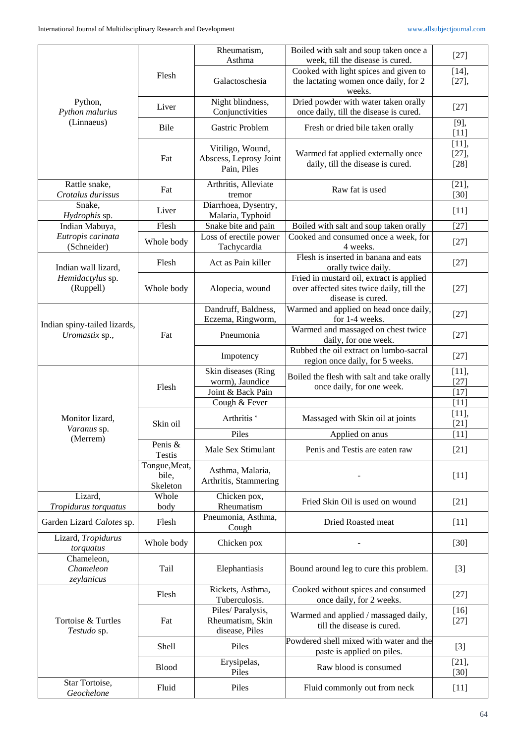| | | | | |
|---|---|---|---|---|
| Python, *Python malurius* (Linnaeus) | Flesh | Rheumatism, Asthma | Boiled with salt and soup taken once a week, till the disease is cured. | [27] |
| | | Galactoschesia | Cooked with light spices and given to the lactating women once daily, for 2 weeks. | [14], [27], |
| | Liver | Night blindness, Conjunctivities | Dried powder with water taken orally once daily, till the disease is cured. | [27] |
| | Bile | Gastric Problem | Fresh or dried bile taken orally | [9], [11] |
| | Fat | Vitiligo, Wound, Abscess, Leprosy Joint Pain, Piles | Warmed fat applied externally once daily, till the disease is cured. | [11], [27], [28] |
| Rattle snake, *Crotalus durissus* | Fat | Arthritis, Alleviate tremor | Raw fat is used | [21], [30] |
| Snake, *Hydrophis* sp. | Liver | Diarrhoea, Dysentry, Malaria, Typhoid | | [11] |
| Indian Mabuya, *Eutropis carinata* (Schneider) | Flesh | Snake bite and pain | Boiled with salt and soup taken orally | [27] |
| | Whole body | Loss of erectile power Tachycardia | Cooked and consumed once a week, for 4 weeks. | [27] |
| Indian wall lizard, *Hemidactylus* sp. (Ruppell) | Flesh | Act as Pain killer | Flesh is inserted in banana and eats orally twice daily. | [27] |
| | Whole body | Alopecia, wound | Fried in mustard oil, extract is applied over affected sites twice daily, till the disease is cured. | [27] |
| Indian spiny-tailed lizards, *Uromastix* sp., | Fat | Dandruff, Baldness, Eczema, Ringworm, | Warmed and applied on head once daily, for 1-4 weeks. | [27] |
| | | Pneumonia | Warmed and massaged on chest twice daily, for one week. | [27] |
| | | Impotency | Rubbed the oil extract on lumbo-sacral region once daily, for 5 weeks. | [27] |
| Monitor lizard, *Varanus* sp. (Merrem) | Flesh | Skin diseases (Ring worm), Jaundice | Boiled the flesh with salt and take orally once daily, for one week. | [11], [27] |
| | | Joint & Back Pain | | [17] |
| | | Cough & Fever | | [11] |
| | Skin oil | Arthritis ' | Massaged with Skin oil at joints | [11], [21] |
| | | Piles | Applied on anus | [11] |
| | Penis & Testis | Male Sex Stimulant | Penis and Testis are eaten raw | [21] |
| | Tongue,Meat, bile, Skeleton | Asthma, Malaria, Arthritis, Stammering | - | [11] |
| Lizard, *Tropidurus torquatus* | Whole body | Chicken pox, Rheumatism | Fried Skin Oil is used on wound | [21] |
| Garden Lizard *Calotes* sp. | Flesh | Pneumonia, Asthma, Cough | Dried Roasted meat | [11] |
| Lizard, *Tropidurus torquatus* | Whole body | Chicken pox | - | [30] |
| Chameleon, *Chameleon zeylanicus* | Tail | Elephantiasis | Bound around leg to cure this problem. | [3] |
| Tortoise & Turtles *Testudo* sp. | Flesh | Rickets, Asthma, Tuberculosis. | Cooked without spices and consumed once daily, for 2 weeks. | [27] |
| | Fat | Piles/ Paralysis, Rheumatism, Skin disease, Piles | Warmed and applied / massaged daily, till the disease is cured. | [16] [27] |
| | Shell | Piles | Powdered shell mixed with water and the paste is applied on piles. | [3] |
| | Blood | Erysipelas, Piles | Raw blood is consumed | [21], [30] |
| Star Tortoise, *Geochelone* | Fluid | Piles | Fluid commonly out from neck | [11] |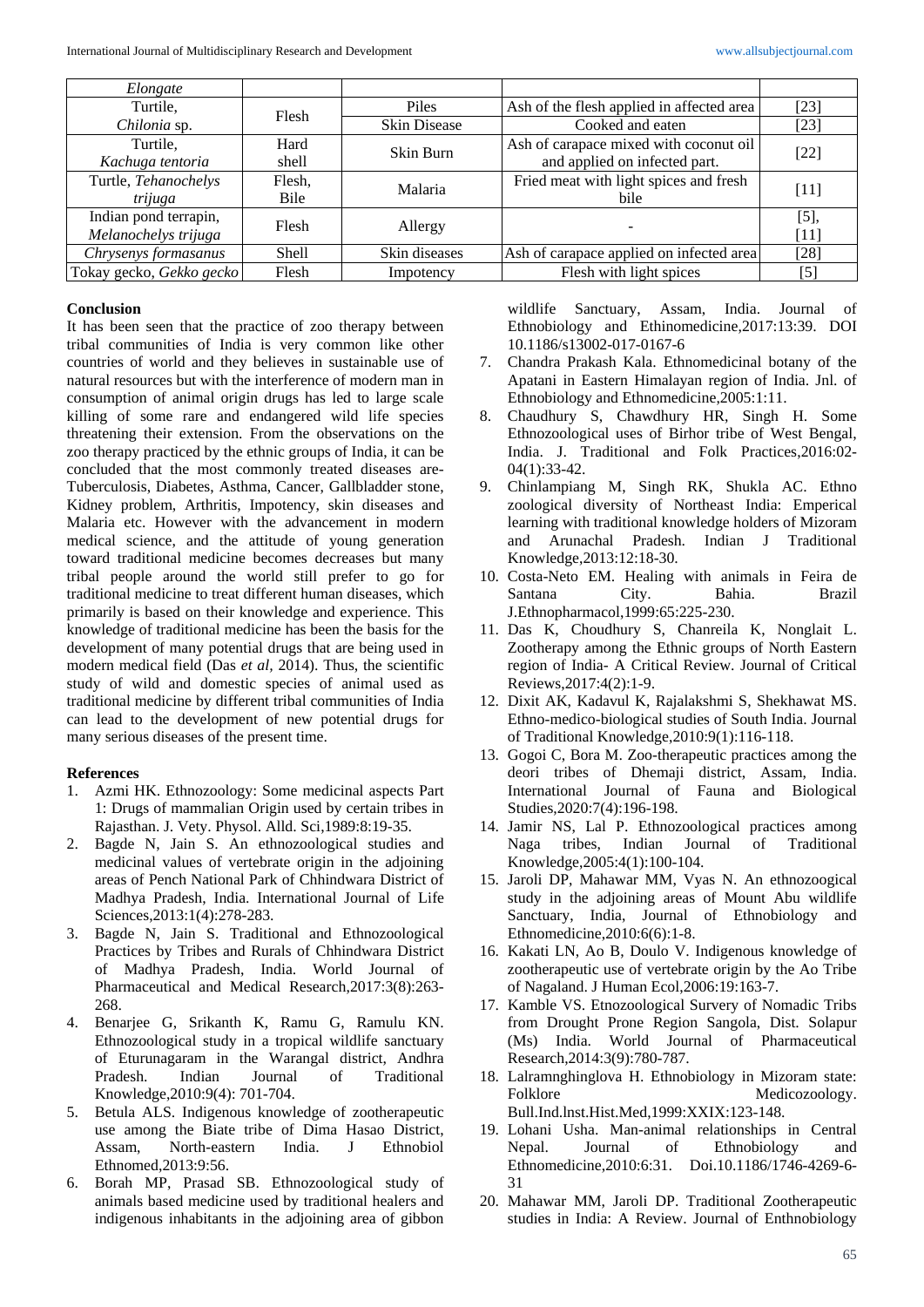| | | | | |
|---|---|---|---|---|
| *Elongate* | | | | |
| Turtile, *Chilonia* sp. | Flesh | Piles | Ash of the flesh applied in affected area | [23] |
| | | Skin Disease | Cooked and eaten | [23] |
| Turtile, *Kachuga tentoria* | Hard shell | Skin Burn | Ash of carapace mixed with coconut oil and applied on infected part. | [22] |
| Turtle, *Tehanochelys trijuga* | Flesh, Bile | Malaria | Fried meat with light spices and fresh bile | [11] |
| Indian pond terrapin, *Melanochelys trijuga* | Flesh | Allergy | - | [5], [11] |
| *Chrysenys formasanus* | Shell | Skin diseases | Ash of carapace applied on infected area | [28] |
| Tokay gecko, *Gekko gecko* | Flesh | Impotency | Flesh with light spices | [5] |

## Conclusion

It has been seen that the practice of zoo therapy between tribal communities of India is very common like other countries of world and they believes in sustainable use of natural resources but with the interference of modern man in consumption of animal origin drugs has led to large scale killing of some rare and endangered wild life species threatening their extension. From the observations on the zoo therapy practiced by the ethnic groups of India, it can be concluded that the most commonly treated diseases are-Tuberculosis, Diabetes, Asthma, Cancer, Gallbladder stone, Kidney problem, Arthritis, Impotency, skin diseases and Malaria etc. However with the advancement in modern medical science, and the attitude of young generation toward traditional medicine becomes decreases but many tribal people around the world still prefer to go for traditional medicine to treat different human diseases, which primarily is based on their knowledge and experience. This knowledge of traditional medicine has been the basis for the development of many potential drugs that are being used in modern medical field (Das *et al,* 2014). Thus, the scientific study of wild and domestic species of animal used as traditional medicine by different tribal communities of India can lead to the development of new potential drugs for many serious diseases of the present time.

## References

1. Azmi HK. Ethnozoology: Some medicinal aspects Part 1: Drugs of mammalian Origin used by certain tribes in Rajasthan. J. Vety. Physol. Alld. Sci,1989:8:19-35.
2. Bagde N, Jain S. An ethnozoological studies and medicinal values of vertebrate origin in the adjoining areas of Pench National Park of Chhindwara District of Madhya Pradesh, India. International Journal of Life Sciences,2013:1(4):278-283.
3. Bagde N, Jain S. Traditional and Ethnozoological Practices by Tribes and Rurals of Chhindwara District of Madhya Pradesh, India. World Journal of Pharmaceutical and Medical Research,2017:3(8):263-268.
4. Benarjee G, Srikanth K, Ramu G, Ramulu KN. Ethnozoological study in a tropical wildlife sanctuary of Eturunagaram in the Warangal district, Andhra Pradesh. Indian Journal of Traditional Knowledge,2010:9(4): 701-704.
5. Betula ALS. Indigenous knowledge of zootherapeutic use among the Biate tribe of Dima Hasao District, Assam, North-eastern India. J Ethnobiol Ethnomed,2013:9:56.
6. Borah MP, Prasad SB. Ethnozoological study of animals based medicine used by traditional healers and indigenous inhabitants in the adjoining area of gibbon wildlife Sanctuary, Assam, India. Journal of Ethnobiology and Ethinomedicine,2017:13:39. DOI 10.1186/s13002-017-0167-6
7. Chandra Prakash Kala. Ethnomedicinal botany of the Apatani in Eastern Himalayan region of India. Jnl. of Ethnobiology and Ethnomedicine,2005:1:11.
8. Chaudhury S, Chawdhury HR, Singh H. Some Ethnozoological uses of Birhor tribe of West Bengal, India. J. Traditional and Folk Practices,2016:02-04(1):33-42.
9. Chinlampiang M, Singh RK, Shukla AC. Ethno zoological diversity of Northeast India: Emperical learning with traditional knowledge holders of Mizoram and Arunachal Pradesh. Indian J Traditional Knowledge,2013:12:18-30.
10. Costa-Neto EM. Healing with animals in Feira de Santana City. Bahia. Brazil J.Ethnopharmacol,1999:65:225-230.
11. Das K, Choudhury S, Chanreila K, Nonglait L. Zootherapy among the Ethnic groups of North Eastern region of India- A Critical Review. Journal of Critical Reviews,2017:4(2):1-9.
12. Dixit AK, Kadavul K, Rajalakshmi S, Shekhawat MS. Ethno-medico-biological studies of South India. Journal of Traditional Knowledge,2010:9(1):116-118.
13. Gogoi C, Bora M. Zoo-therapeutic practices among the deori tribes of Dhemaji district, Assam, India. International Journal of Fauna and Biological Studies,2020:7(4):196-198.
14. Jamir NS, Lal P. Ethnozoological practices among Naga tribes, Indian Journal of Traditional Knowledge,2005:4(1):100-104.
15. Jaroli DP, Mahawar MM, Vyas N. An ethnozoogical study in the adjoining areas of Mount Abu wildlife Sanctuary, India, Journal of Ethnobiology and Ethnomedicine,2010:6(6):1-8.
16. Kakati LN, Ao B, Doulo V. Indigenous knowledge of zootherapeutic use of vertebrate origin by the Ao Tribe of Nagaland. J Human Ecol,2006:19:163-7.
17. Kamble VS. Etnozoological Survery of Nomadic Tribs from Drought Prone Region Sangola, Dist. Solapur (Ms) India. World Journal of Pharmaceutical Research,2014:3(9):780-787.
18. Lalramnghinglova H. Ethnobiology in Mizoram state: Folklore Medicozoology. Bull.Ind.lnst.Hist.Med,1999:XXIX:123-148.
19. Lohani Usha. Man-animal relationships in Central Nepal. Journal of Ethnobiology and Ethnomedicine,2010:6:31. Doi.10.1186/1746-4269-6-31
20. Mahawar MM, Jaroli DP. Traditional Zootherapeutic studies in India: A Review. Journal of Enthnobiology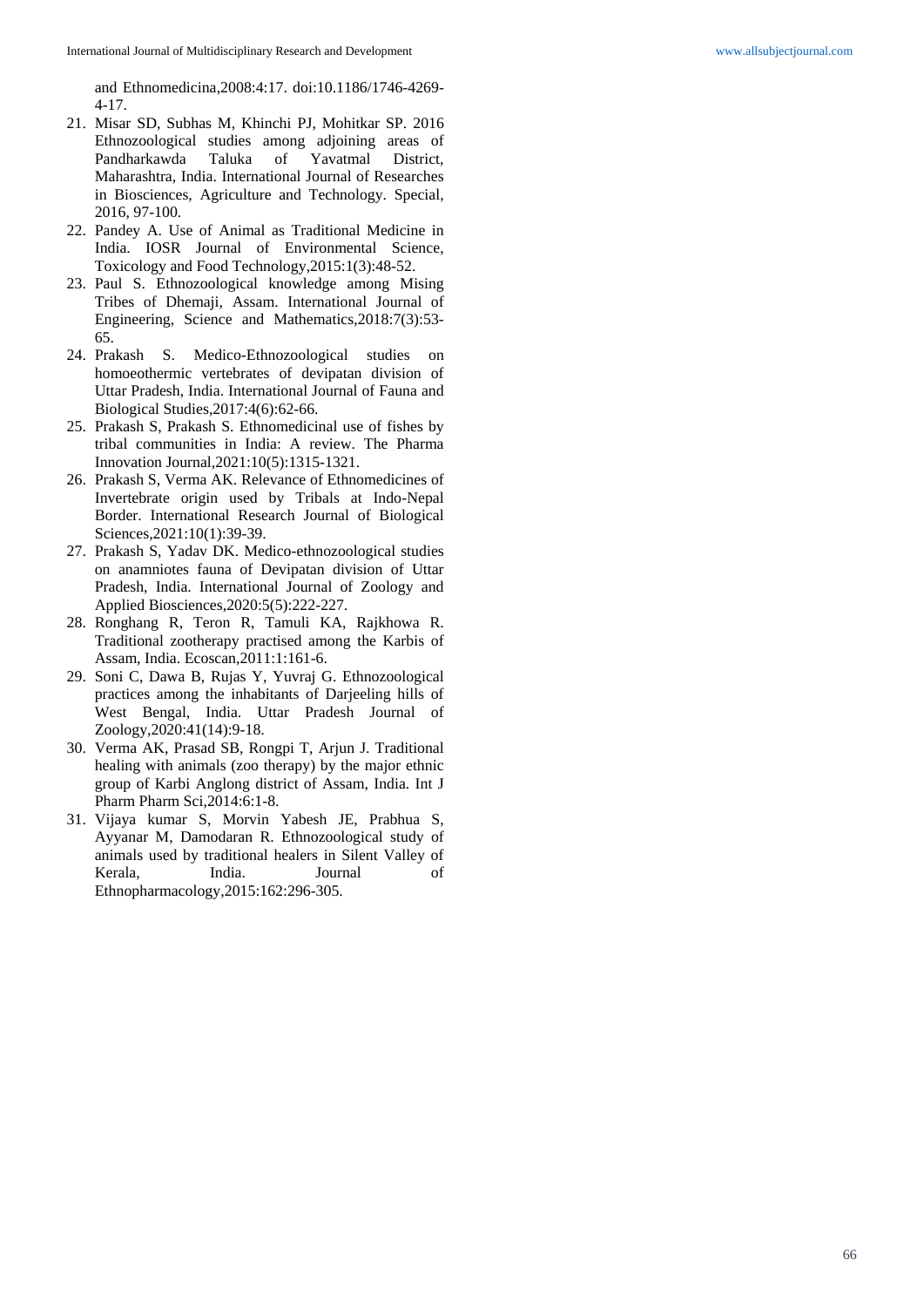and Ethnomedicina,2008:4:17. doi:10.1186/1746-4269-4-17.

21. Misar SD, Subhas M, Khinchi PJ, Mohitkar SP. 2016 Ethnozoological studies among adjoining areas of Pandharkawda Taluka of Yavatmal District, Maharashtra, India. International Journal of Researches in Biosciences, Agriculture and Technology. Special, 2016, 97-100.
22. Pandey A. Use of Animal as Traditional Medicine in India. IOSR Journal of Environmental Science, Toxicology and Food Technology,2015:1(3):48-52.
23. Paul S. Ethnozoological knowledge among Mising Tribes of Dhemaji, Assam. International Journal of Engineering, Science and Mathematics,2018:7(3):53-65.
24. Prakash S. Medico-Ethnozoological studies on homoeothermic vertebrates of devipatan division of Uttar Pradesh, India. International Journal of Fauna and Biological Studies,2017:4(6):62-66.
25. Prakash S, Prakash S. Ethnomedicinal use of fishes by tribal communities in India: A review. The Pharma Innovation Journal,2021:10(5):1315-1321.
26. Prakash S, Verma AK. Relevance of Ethnomedicines of Invertebrate origin used by Tribals at Indo-Nepal Border. International Research Journal of Biological Sciences,2021:10(1):39-39.
27. Prakash S, Yadav DK. Medico-ethnozoological studies on anamniotes fauna of Devipatan division of Uttar Pradesh, India. International Journal of Zoology and Applied Biosciences,2020:5(5):222-227.
28. Ronghang R, Teron R, Tamuli KA, Rajkhowa R. Traditional zootherapy practised among the Karbis of Assam, India. Ecoscan,2011:1:161-6.
29. Soni C, Dawa B, Rujas Y, Yuvraj G. Ethnozoological practices among the inhabitants of Darjeeling hills of West Bengal, India. Uttar Pradesh Journal of Zoology,2020:41(14):9-18.
30. Verma AK, Prasad SB, Rongpi T, Arjun J. Traditional healing with animals (zoo therapy) by the major ethnic group of Karbi Anglong district of Assam, India. Int J Pharm Pharm Sci,2014:6:1-8.
31. Vijaya kumar S, Morvin Yabesh JE, Prabhua S, Ayyanar M, Damodaran R. Ethnozoological study of animals used by traditional healers in Silent Valley of Kerala, India. Journal of Ethnopharmacology,2015:162:296-305.